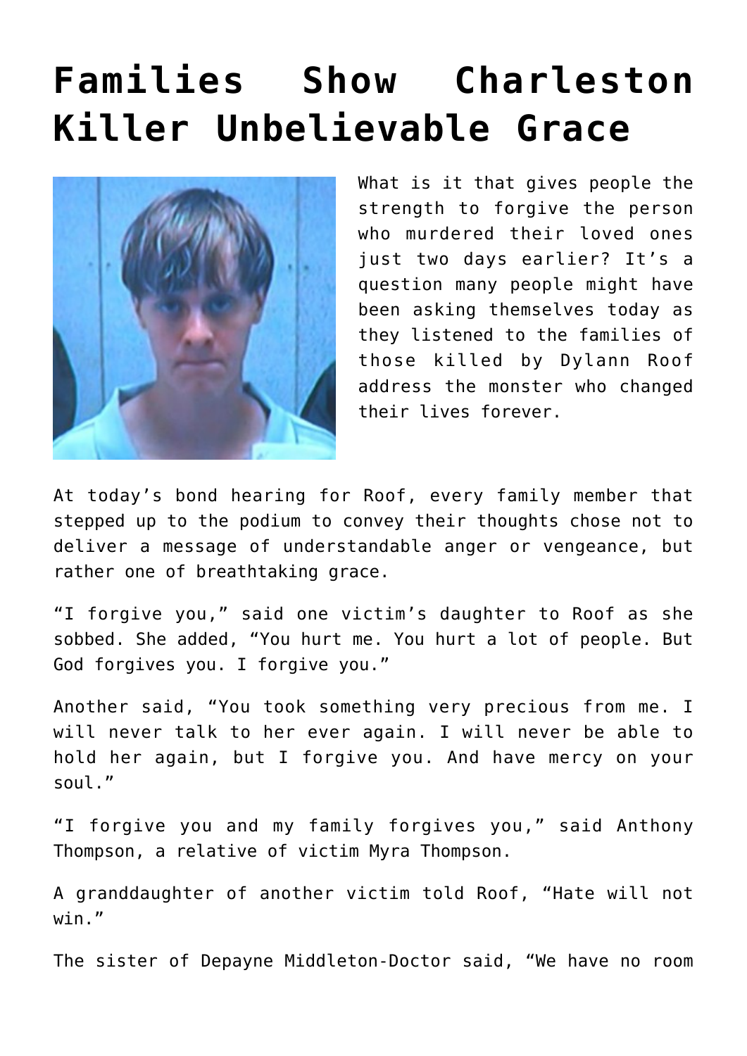# Families Show Charleston Killer Unbelievable Grace

What is it that gives people the strength to forgive the person who murdered their loved ones just two days earlier? It's a question many people might have been asking themselves today as they listened to the families of those killed by Dylann Roof address the monster who changed their lives forever.

At today's bond hearing for Roof, every family member that stepped up to the podium to convey their thoughts chose not to deliver a message of understandable anger or vengeance, but rather one of breathtaking grace.

"I forgive you," said one victim's daughter to Roof as she sobbed. She added, "You hurt me. You hurt a lot of people. But God forgives you. I forgive you."

Another said, "You took something very precious from me. I will never talk to her ever again. I will never be able to hold her again, but I forgive you. And have mercy on your soul."

"I forgive you and my family forgives you," said Anthony Thompson, a relative of victim Myra Thompson.

A granddaughter of another victim told Roof, "Hate will not win."

The sister of Depayne Middleton-Doctor said, "We have no room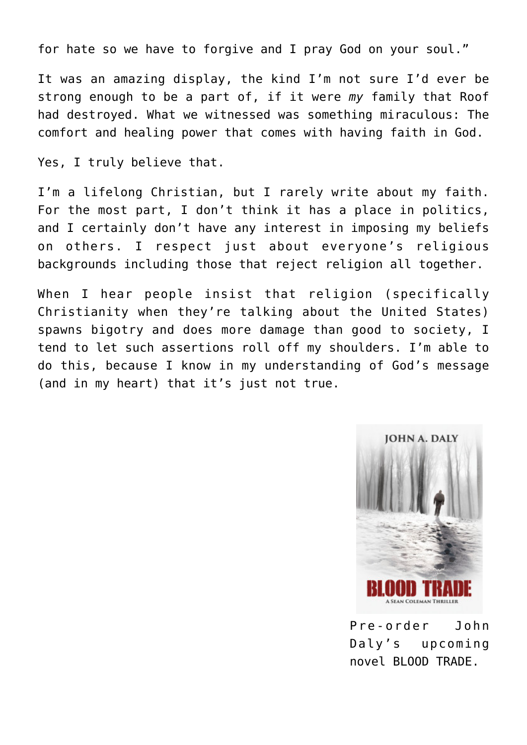for hate so we have to forgive and I pray God on your soul."

It was an amazing display, the kind I'm not sure I'd ever be strong enough to be a part of, if it were *my* family that Roof had destroyed. What we witnessed was something miraculous: The comfort and healing power that comes with having faith in God.

Yes, I truly believe that.

I'm a lifelong Christian, but I rarely write about my faith. For the most part, I don't think it has a place in politics, and I certainly don't have any interest in imposing my beliefs on others. I respect just about everyone's religious backgrounds including those that reject religion all together.

When I hear people insist that religion (specifically Christianity when they're talking about the United States) spawns bigotry and does more damage than good to society, I tend to let such assertions roll off my shoulders. I'm able to do this, because I know in my understanding of God's message (and in my heart) that it's just not true.

Pre-order John Daly's upcoming novel BLOOD TRADE.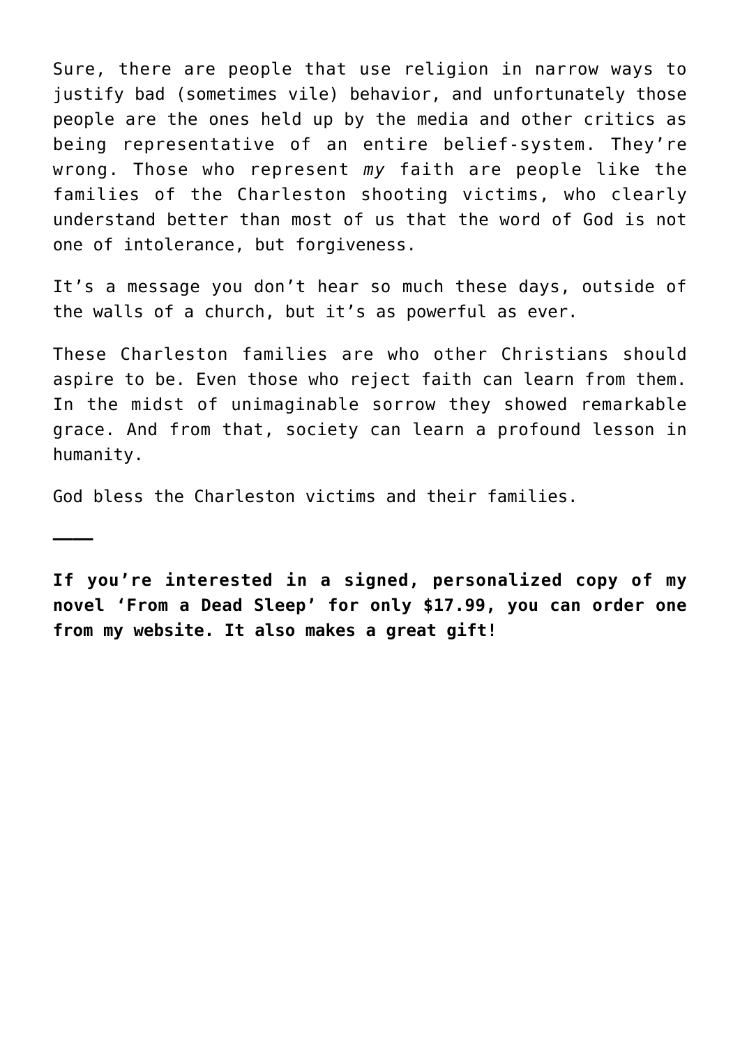Sure, there are people that use religion in narrow ways to justify bad (sometimes vile) behavior, and unfortunately those people are the ones held up by the media and other critics as being representative of an entire belief-system. They're wrong. Those who represent *my* faith are people like the families of the Charleston shooting victims, who clearly understand better than most of us that the word of God is not one of intolerance, but forgiveness.

It's a message you don't hear so much these days, outside of the walls of a church, but it's as powerful as ever.

These Charleston families are who other Christians should aspire to be. Even those who reject faith can learn from them. In the midst of unimaginable sorrow they showed remarkable grace. And from that, society can learn a profound lesson in humanity.

God bless the Charleston victims and their families.

———

**If you're interested in a signed, personalized copy of my novel 'From a Dead Sleep' for only $17.99, you can order one from my website. It also makes a great gift!**